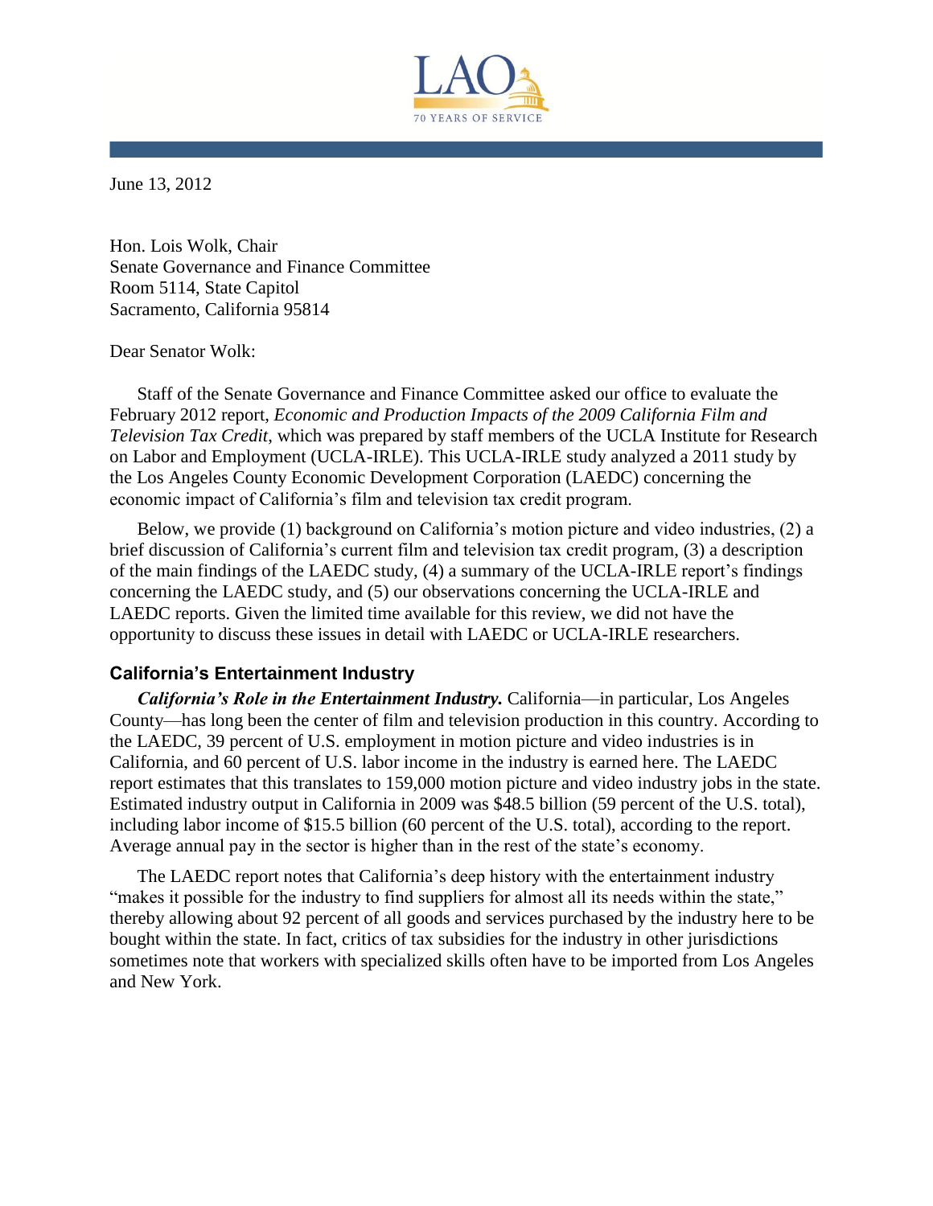June 13, 2012

Hon. Lois Wolk, Chair
Senate Governance and Finance Committee
Room 5114, State Capitol
Sacramento, California 95814

Dear Senator Wolk:

Staff of the Senate Governance and Finance Committee asked our office to evaluate the February 2012 report, *Economic and Production Impacts of the 2009 California Film and Television Tax Credit*, which was prepared by staff members of the UCLA Institute for Research on Labor and Employment (UCLA-IRLE). This UCLA-IRLE study analyzed a 2011 study by the Los Angeles County Economic Development Corporation (LAEDC) concerning the economic impact of California's film and television tax credit program.

Below, we provide (1) background on California's motion picture and video industries, (2) a brief discussion of California's current film and television tax credit program, (3) a description of the main findings of the LAEDC study, (4) a summary of the UCLA-IRLE report's findings concerning the LAEDC study, and (5) our observations concerning the UCLA-IRLE and LAEDC reports. Given the limited time available for this review, we did not have the opportunity to discuss these issues in detail with LAEDC or UCLA-IRLE researchers.

## California's Entertainment Industry

***California's Role in the Entertainment Industry.*** California—in particular, Los Angeles County—has long been the center of film and television production in this country. According to the LAEDC, 39 percent of U.S. employment in motion picture and video industries is in California, and 60 percent of U.S. labor income in the industry is earned here. The LAEDC report estimates that this translates to 159,000 motion picture and video industry jobs in the state. Estimated industry output in California in 2009 was $48.5 billion (59 percent of the U.S. total), including labor income of $15.5 billion (60 percent of the U.S. total), according to the report. Average annual pay in the sector is higher than in the rest of the state's economy.

The LAEDC report notes that California's deep history with the entertainment industry "makes it possible for the industry to find suppliers for almost all its needs within the state," thereby allowing about 92 percent of all goods and services purchased by the industry here to be bought within the state. In fact, critics of tax subsidies for the industry in other jurisdictions sometimes note that workers with specialized skills often have to be imported from Los Angeles and New York.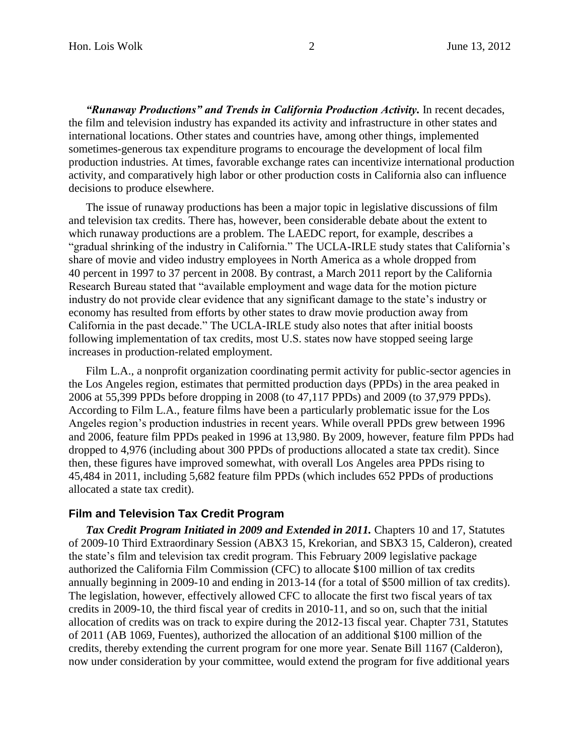***"Runaway Productions" and Trends in California Production Activity.*** In recent decades, the film and television industry has expanded its activity and infrastructure in other states and international locations. Other states and countries have, among other things, implemented sometimes-generous tax expenditure programs to encourage the development of local film production industries. At times, favorable exchange rates can incentivize international production activity, and comparatively high labor or other production costs in California also can influence decisions to produce elsewhere.

The issue of runaway productions has been a major topic in legislative discussions of film and television tax credits. There has, however, been considerable debate about the extent to which runaway productions are a problem. The LAEDC report, for example, describes a "gradual shrinking of the industry in California." The UCLA-IRLE study states that California's share of movie and video industry employees in North America as a whole dropped from 40 percent in 1997 to 37 percent in 2008. By contrast, a March 2011 report by the California Research Bureau stated that "available employment and wage data for the motion picture industry do not provide clear evidence that any significant damage to the state's industry or economy has resulted from efforts by other states to draw movie production away from California in the past decade." The UCLA-IRLE study also notes that after initial boosts following implementation of tax credits, most U.S. states now have stopped seeing large increases in production-related employment.

Film L.A., a nonprofit organization coordinating permit activity for public-sector agencies in the Los Angeles region, estimates that permitted production days (PPDs) in the area peaked in 2006 at 55,399 PPDs before dropping in 2008 (to 47,117 PPDs) and 2009 (to 37,979 PPDs). According to Film L.A., feature films have been a particularly problematic issue for the Los Angeles region's production industries in recent years. While overall PPDs grew between 1996 and 2006, feature film PPDs peaked in 1996 at 13,980. By 2009, however, feature film PPDs had dropped to 4,976 (including about 300 PPDs of productions allocated a state tax credit). Since then, these figures have improved somewhat, with overall Los Angeles area PPDs rising to 45,484 in 2011, including 5,682 feature film PPDs (which includes 652 PPDs of productions allocated a state tax credit).

## Film and Television Tax Credit Program

***Tax Credit Program Initiated in 2009 and Extended in 2011.*** Chapters 10 and 17, Statutes of 2009-10 Third Extraordinary Session (ABX3 15, Krekorian, and SBX3 15, Calderon), created the state's film and television tax credit program. This February 2009 legislative package authorized the California Film Commission (CFC) to allocate $100 million of tax credits annually beginning in 2009-10 and ending in 2013-14 (for a total of $500 million of tax credits). The legislation, however, effectively allowed CFC to allocate the first two fiscal years of tax credits in 2009-10, the third fiscal year of credits in 2010-11, and so on, such that the initial allocation of credits was on track to expire during the 2012-13 fiscal year. Chapter 731, Statutes of 2011 (AB 1069, Fuentes), authorized the allocation of an additional $100 million of the credits, thereby extending the current program for one more year. Senate Bill 1167 (Calderon), now under consideration by your committee, would extend the program for five additional years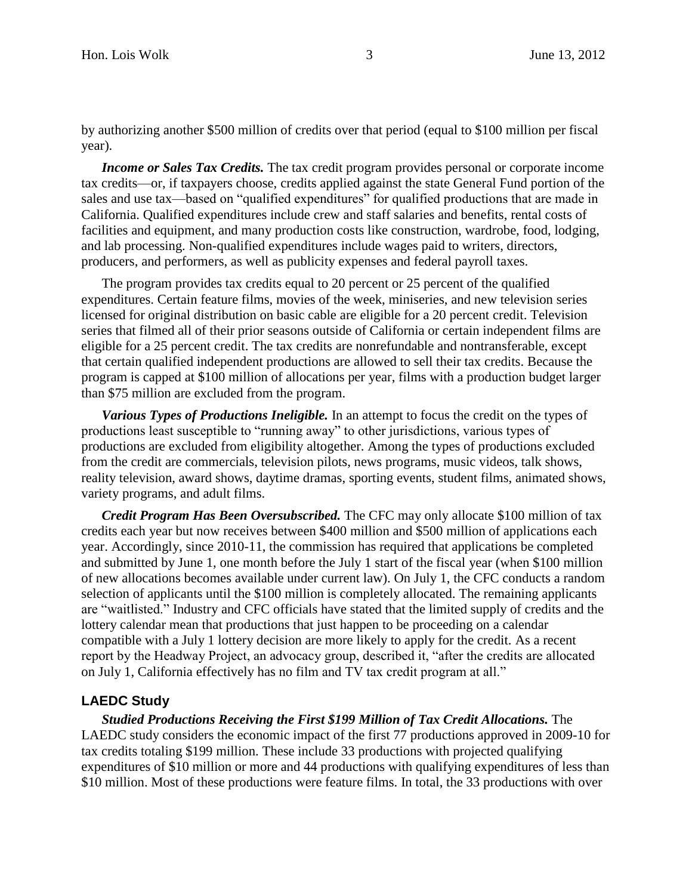by authorizing another $500 million of credits over that period (equal to $100 million per fiscal year).

***Income or Sales Tax Credits.*** The tax credit program provides personal or corporate income tax credits—or, if taxpayers choose, credits applied against the state General Fund portion of the sales and use tax—based on "qualified expenditures" for qualified productions that are made in California. Qualified expenditures include crew and staff salaries and benefits, rental costs of facilities and equipment, and many production costs like construction, wardrobe, food, lodging, and lab processing. Non-qualified expenditures include wages paid to writers, directors, producers, and performers, as well as publicity expenses and federal payroll taxes.

The program provides tax credits equal to 20 percent or 25 percent of the qualified expenditures. Certain feature films, movies of the week, miniseries, and new television series licensed for original distribution on basic cable are eligible for a 20 percent credit. Television series that filmed all of their prior seasons outside of California or certain independent films are eligible for a 25 percent credit. The tax credits are nonrefundable and nontransferable, except that certain qualified independent productions are allowed to sell their tax credits. Because the program is capped at $100 million of allocations per year, films with a production budget larger than $75 million are excluded from the program.

***Various Types of Productions Ineligible.*** In an attempt to focus the credit on the types of productions least susceptible to "running away" to other jurisdictions, various types of productions are excluded from eligibility altogether. Among the types of productions excluded from the credit are commercials, television pilots, news programs, music videos, talk shows, reality television, award shows, daytime dramas, sporting events, student films, animated shows, variety programs, and adult films.

***Credit Program Has Been Oversubscribed.*** The CFC may only allocate $100 million of tax credits each year but now receives between $400 million and $500 million of applications each year. Accordingly, since 2010-11, the commission has required that applications be completed and submitted by June 1, one month before the July 1 start of the fiscal year (when $100 million of new allocations becomes available under current law). On July 1, the CFC conducts a random selection of applicants until the $100 million is completely allocated. The remaining applicants are "waitlisted." Industry and CFC officials have stated that the limited supply of credits and the lottery calendar mean that productions that just happen to be proceeding on a calendar compatible with a July 1 lottery decision are more likely to apply for the credit. As a recent report by the Headway Project, an advocacy group, described it, "after the credits are allocated on July 1, California effectively has no film and TV tax credit program at all."

## LAEDC Study

***Studied Productions Receiving the First $199 Million of Tax Credit Allocations.*** The LAEDC study considers the economic impact of the first 77 productions approved in 2009-10 for tax credits totaling $199 million. These include 33 productions with projected qualifying expenditures of $10 million or more and 44 productions with qualifying expenditures of less than $10 million. Most of these productions were feature films. In total, the 33 productions with over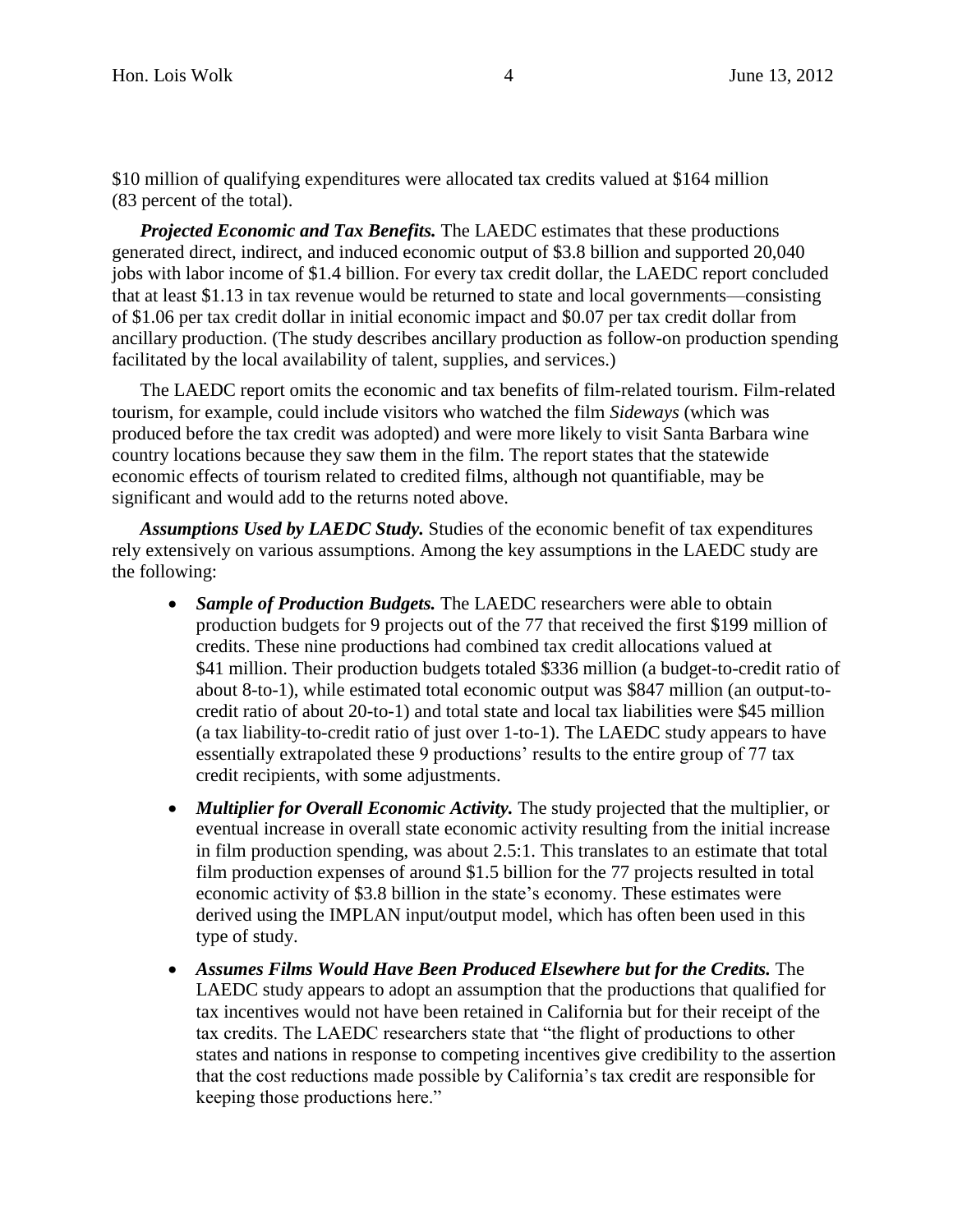$10 million of qualifying expenditures were allocated tax credits valued at $164 million (83 percent of the total).

***Projected Economic and Tax Benefits.*** The LAEDC estimates that these productions generated direct, indirect, and induced economic output of $3.8 billion and supported 20,040 jobs with labor income of $1.4 billion. For every tax credit dollar, the LAEDC report concluded that at least $1.13 in tax revenue would be returned to state and local governments—consisting of $1.06 per tax credit dollar in initial economic impact and $0.07 per tax credit dollar from ancillary production. (The study describes ancillary production as follow-on production spending facilitated by the local availability of talent, supplies, and services.)

The LAEDC report omits the economic and tax benefits of film-related tourism. Film-related tourism, for example, could include visitors who watched the film *Sideways* (which was produced before the tax credit was adopted) and were more likely to visit Santa Barbara wine country locations because they saw them in the film. The report states that the statewide economic effects of tourism related to credited films, although not quantifiable, may be significant and would add to the returns noted above.

***Assumptions Used by LAEDC Study.*** Studies of the economic benefit of tax expenditures rely extensively on various assumptions. Among the key assumptions in the LAEDC study are the following:

- ***Sample of Production Budgets.*** The LAEDC researchers were able to obtain production budgets for 9 projects out of the 77 that received the first $199 million of credits. These nine productions had combined tax credit allocations valued at $41 million. Their production budgets totaled $336 million (a budget-to-credit ratio of about 8-to-1), while estimated total economic output was $847 million (an output-to-credit ratio of about 20-to-1) and total state and local tax liabilities were $45 million (a tax liability-to-credit ratio of just over 1-to-1). The LAEDC study appears to have essentially extrapolated these 9 productions' results to the entire group of 77 tax credit recipients, with some adjustments.
- ***Multiplier for Overall Economic Activity.*** The study projected that the multiplier, or eventual increase in overall state economic activity resulting from the initial increase in film production spending, was about 2.5:1. This translates to an estimate that total film production expenses of around $1.5 billion for the 77 projects resulted in total economic activity of $3.8 billion in the state's economy. These estimates were derived using the IMPLAN input/output model, which has often been used in this type of study.
- ***Assumes Films Would Have Been Produced Elsewhere but for the Credits.*** The LAEDC study appears to adopt an assumption that the productions that qualified for tax incentives would not have been retained in California but for their receipt of the tax credits. The LAEDC researchers state that "the flight of productions to other states and nations in response to competing incentives give credibility to the assertion that the cost reductions made possible by California's tax credit are responsible for keeping those productions here."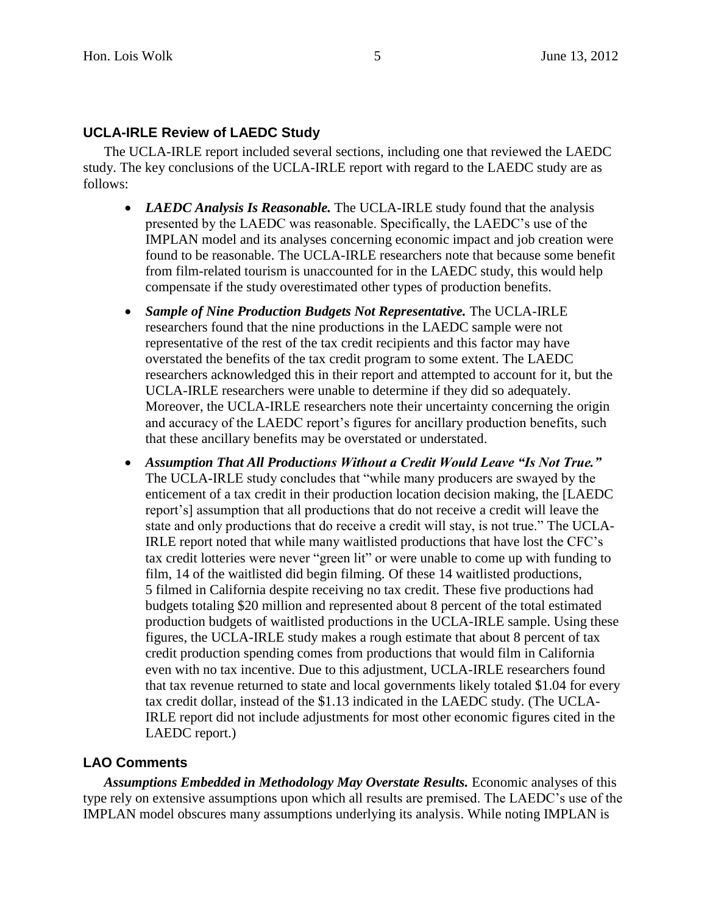## UCLA-IRLE Review of LAEDC Study

The UCLA-IRLE report included several sections, including one that reviewed the LAEDC study. The key conclusions of the UCLA-IRLE report with regard to the LAEDC study are as follows:

- ***LAEDC Analysis Is Reasonable.*** The UCLA-IRLE study found that the analysis presented by the LAEDC was reasonable. Specifically, the LAEDC's use of the IMPLAN model and its analyses concerning economic impact and job creation were found to be reasonable. The UCLA-IRLE researchers note that because some benefit from film-related tourism is unaccounted for in the LAEDC study, this would help compensate if the study overestimated other types of production benefits.

- ***Sample of Nine Production Budgets Not Representative.*** The UCLA-IRLE researchers found that the nine productions in the LAEDC sample were not representative of the rest of the tax credit recipients and this factor may have overstated the benefits of the tax credit program to some extent. The LAEDC researchers acknowledged this in their report and attempted to account for it, but the UCLA-IRLE researchers were unable to determine if they did so adequately. Moreover, the UCLA-IRLE researchers note their uncertainty concerning the origin and accuracy of the LAEDC report's figures for ancillary production benefits, such that these ancillary benefits may be overstated or understated.

- ***Assumption That All Productions Without a Credit Would Leave "Is Not True."*** The UCLA-IRLE study concludes that "while many producers are swayed by the enticement of a tax credit in their production location decision making, the [LAEDC report's] assumption that all productions that do not receive a credit will leave the state and only productions that do receive a credit will stay, is not true." The UCLA-IRLE report noted that while many waitlisted productions that have lost the CFC's tax credit lotteries were never "green lit" or were unable to come up with funding to film, 14 of the waitlisted did begin filming. Of these 14 waitlisted productions, 5 filmed in California despite receiving no tax credit. These five productions had budgets totaling $20 million and represented about 8 percent of the total estimated production budgets of waitlisted productions in the UCLA-IRLE sample. Using these figures, the UCLA-IRLE study makes a rough estimate that about 8 percent of tax credit production spending comes from productions that would film in California even with no tax incentive. Due to this adjustment, UCLA-IRLE researchers found that tax revenue returned to state and local governments likely totaled $1.04 for every tax credit dollar, instead of the $1.13 indicated in the LAEDC study. (The UCLA-IRLE report did not include adjustments for most other economic figures cited in the LAEDC report.)

## LAO Comments

***Assumptions Embedded in Methodology May Overstate Results.*** Economic analyses of this type rely on extensive assumptions upon which all results are premised. The LAEDC's use of the IMPLAN model obscures many assumptions underlying its analysis. While noting IMPLAN is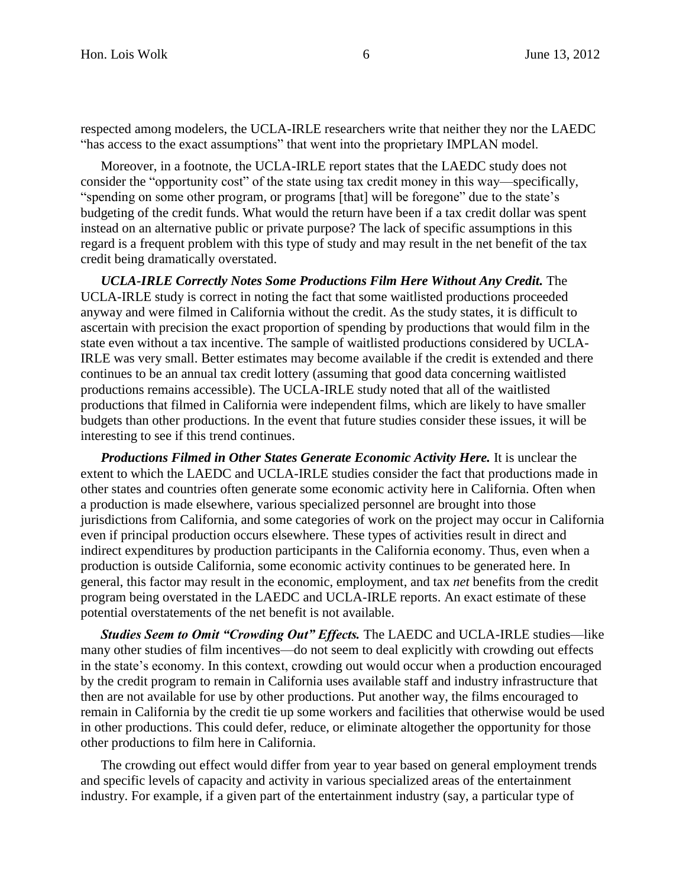respected among modelers, the UCLA-IRLE researchers write that neither they nor the LAEDC "has access to the exact assumptions" that went into the proprietary IMPLAN model.

Moreover, in a footnote, the UCLA-IRLE report states that the LAEDC study does not consider the "opportunity cost" of the state using tax credit money in this way—specifically, "spending on some other program, or programs [that] will be foregone" due to the state's budgeting of the credit funds. What would the return have been if a tax credit dollar was spent instead on an alternative public or private purpose? The lack of specific assumptions in this regard is a frequent problem with this type of study and may result in the net benefit of the tax credit being dramatically overstated.

***UCLA-IRLE Correctly Notes Some Productions Film Here Without Any Credit.*** The UCLA-IRLE study is correct in noting the fact that some waitlisted productions proceeded anyway and were filmed in California without the credit. As the study states, it is difficult to ascertain with precision the exact proportion of spending by productions that would film in the state even without a tax incentive. The sample of waitlisted productions considered by UCLA-IRLE was very small. Better estimates may become available if the credit is extended and there continues to be an annual tax credit lottery (assuming that good data concerning waitlisted productions remains accessible). The UCLA-IRLE study noted that all of the waitlisted productions that filmed in California were independent films, which are likely to have smaller budgets than other productions. In the event that future studies consider these issues, it will be interesting to see if this trend continues.

***Productions Filmed in Other States Generate Economic Activity Here.*** It is unclear the extent to which the LAEDC and UCLA-IRLE studies consider the fact that productions made in other states and countries often generate some economic activity here in California. Often when a production is made elsewhere, various specialized personnel are brought into those jurisdictions from California, and some categories of work on the project may occur in California even if principal production occurs elsewhere. These types of activities result in direct and indirect expenditures by production participants in the California economy. Thus, even when a production is outside California, some economic activity continues to be generated here. In general, this factor may result in the economic, employment, and tax *net* benefits from the credit program being overstated in the LAEDC and UCLA-IRLE reports. An exact estimate of these potential overstatements of the net benefit is not available.

***Studies Seem to Omit "Crowding Out" Effects.*** The LAEDC and UCLA-IRLE studies—like many other studies of film incentives—do not seem to deal explicitly with crowding out effects in the state's economy. In this context, crowding out would occur when a production encouraged by the credit program to remain in California uses available staff and industry infrastructure that then are not available for use by other productions. Put another way, the films encouraged to remain in California by the credit tie up some workers and facilities that otherwise would be used in other productions. This could defer, reduce, or eliminate altogether the opportunity for those other productions to film here in California.

The crowding out effect would differ from year to year based on general employment trends and specific levels of capacity and activity in various specialized areas of the entertainment industry. For example, if a given part of the entertainment industry (say, a particular type of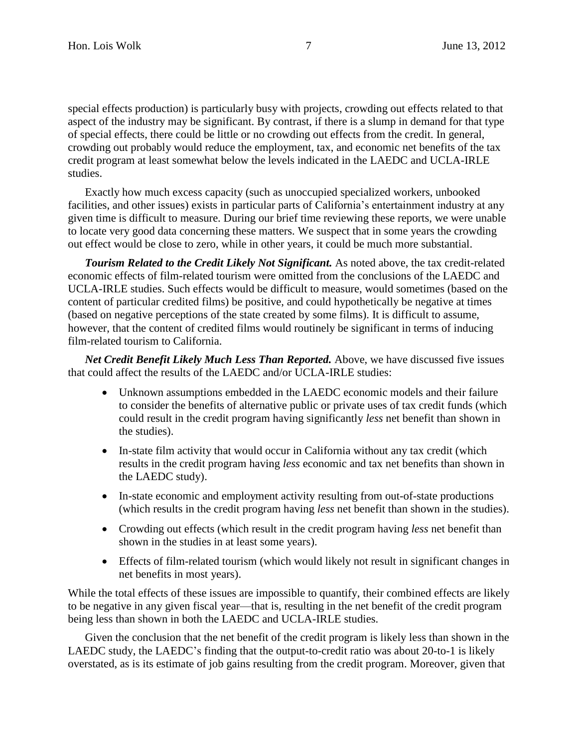special effects production) is particularly busy with projects, crowding out effects related to that aspect of the industry may be significant. By contrast, if there is a slump in demand for that type of special effects, there could be little or no crowding out effects from the credit. In general, crowding out probably would reduce the employment, tax, and economic net benefits of the tax credit program at least somewhat below the levels indicated in the LAEDC and UCLA-IRLE studies.

Exactly how much excess capacity (such as unoccupied specialized workers, unbooked facilities, and other issues) exists in particular parts of California's entertainment industry at any given time is difficult to measure. During our brief time reviewing these reports, we were unable to locate very good data concerning these matters. We suspect that in some years the crowding out effect would be close to zero, while in other years, it could be much more substantial.

***Tourism Related to the Credit Likely Not Significant.*** As noted above, the tax credit-related economic effects of film-related tourism were omitted from the conclusions of the LAEDC and UCLA-IRLE studies. Such effects would be difficult to measure, would sometimes (based on the content of particular credited films) be positive, and could hypothetically be negative at times (based on negative perceptions of the state created by some films). It is difficult to assume, however, that the content of credited films would routinely be significant in terms of inducing film-related tourism to California.

***Net Credit Benefit Likely Much Less Than Reported.*** Above, we have discussed five issues that could affect the results of the LAEDC and/or UCLA-IRLE studies:

- Unknown assumptions embedded in the LAEDC economic models and their failure to consider the benefits of alternative public or private uses of tax credit funds (which could result in the credit program having significantly *less* net benefit than shown in the studies).
- In-state film activity that would occur in California without any tax credit (which results in the credit program having *less* economic and tax net benefits than shown in the LAEDC study).
- In-state economic and employment activity resulting from out-of-state productions (which results in the credit program having *less* net benefit than shown in the studies).
- Crowding out effects (which result in the credit program having *less* net benefit than shown in the studies in at least some years).
- Effects of film-related tourism (which would likely not result in significant changes in net benefits in most years).

While the total effects of these issues are impossible to quantify, their combined effects are likely to be negative in any given fiscal year—that is, resulting in the net benefit of the credit program being less than shown in both the LAEDC and UCLA-IRLE studies.

Given the conclusion that the net benefit of the credit program is likely less than shown in the LAEDC study, the LAEDC's finding that the output-to-credit ratio was about 20-to-1 is likely overstated, as is its estimate of job gains resulting from the credit program. Moreover, given that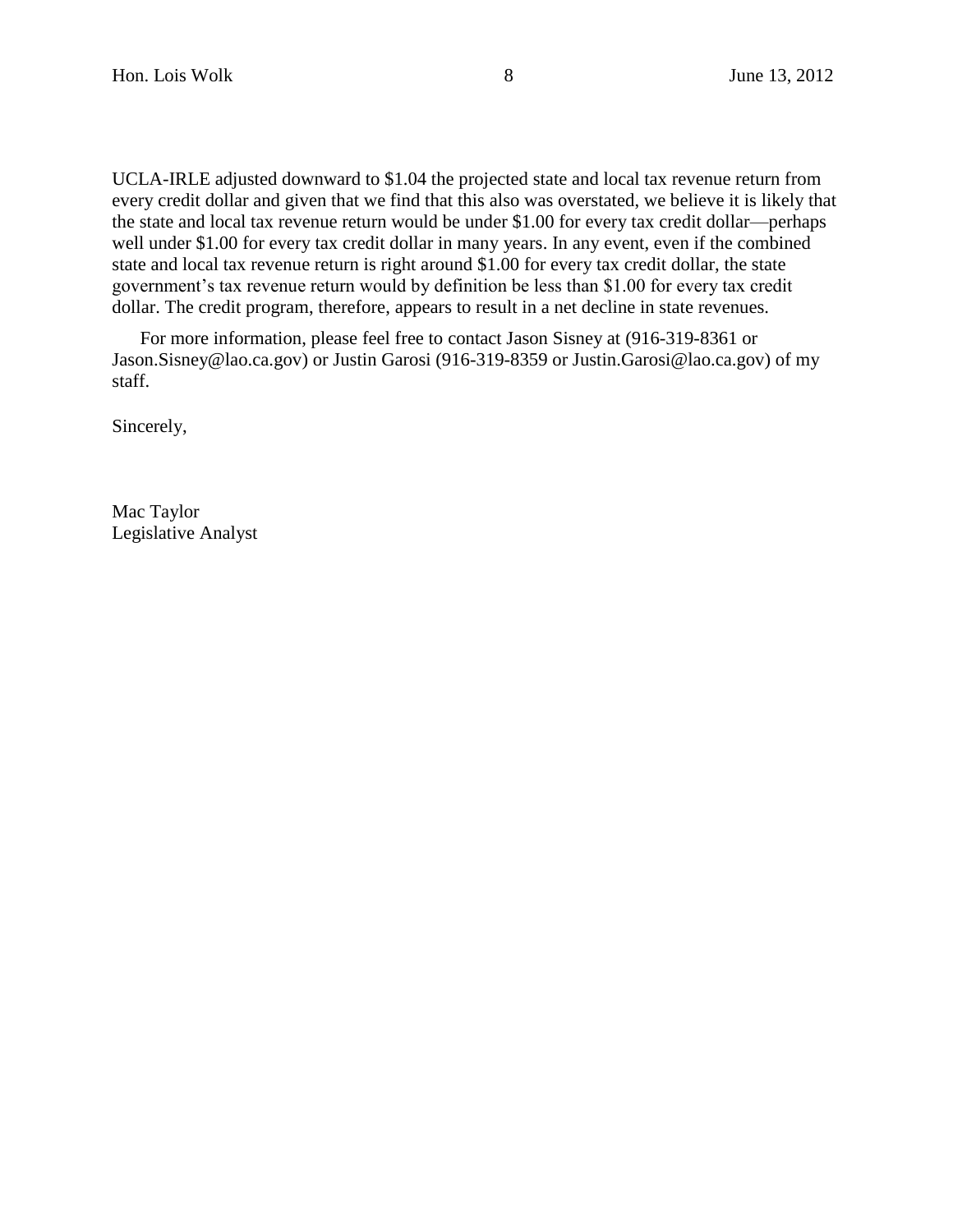UCLA-IRLE adjusted downward to $1.04 the projected state and local tax revenue return from every credit dollar and given that we find that this also was overstated, we believe it is likely that the state and local tax revenue return would be under $1.00 for every tax credit dollar—perhaps well under $1.00 for every tax credit dollar in many years. In any event, even if the combined state and local tax revenue return is right around $1.00 for every tax credit dollar, the state government's tax revenue return would by definition be less than $1.00 for every tax credit dollar. The credit program, therefore, appears to result in a net decline in state revenues.

For more information, please feel free to contact Jason Sisney at (916-319-8361 or Jason.Sisney@lao.ca.gov) or Justin Garosi (916-319-8359 or Justin.Garosi@lao.ca.gov) of my staff.

Sincerely,

Mac Taylor
Legislative Analyst